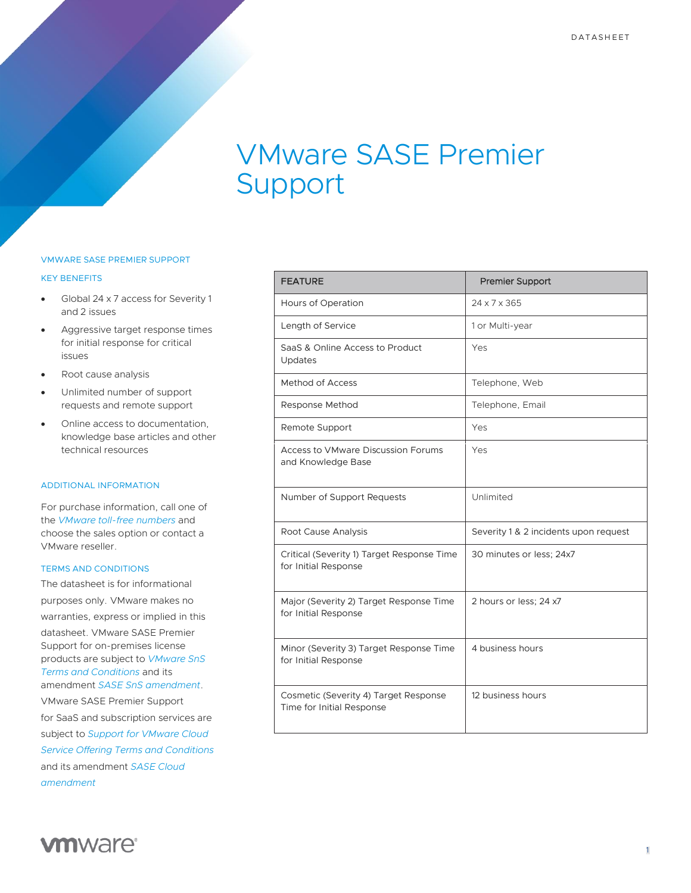# VMware SASE Premier Support

## VMWARE SASE PREMIER SUPPORT

### KEY BENEFITS

- Global 24 x 7 access for Severity 1 and 2 issues
- Aggressive target response times for initial response for critical issues
- Root cause analysis
- Unlimited number of support requests and remote support
- Online access to documentation, knowledge base articles and other technical resources

### ADDITIONAL INFORMATION

For purchase information, call one of the *VMware toll-free numbers* and choose the sales option or contact a VMware reseller.

### TERMS AND CONDITIONS

The datasheet is for informational purposes only. VMware makes no warranties, express or implied in this datasheet. VMware SASE Premier Support for on-premises license products are subject to *VMware SnS Terms and Conditions* and its amendment *SASE SnS amendment*. VMware SASE Premier Support for SaaS and subscription services are subject to *Support for VMware Cloud Service Offering Terms and Conditions* and its amendment *SASE Cloud amendment*

| FEATURE | Premier Support |
|---|---|
| Hours of Operation | 24 x 7 x 365 |
| Length of Service | 1 or Multi-year |
| SaaS & Online Access to Product Updates | Yes |
| Method of Access | Telephone, Web |
| Response Method | Telephone, Email |
| Remote Support | Yes |
| Access to VMware Discussion Forums and Knowledge Base | Yes |
| Number of Support Requests | Unlimited |
| Root Cause Analysis | Severity 1 & 2 incidents upon request |
| Critical (Severity 1) Target Response Time for Initial Response | 30 minutes or less; 24x7 |
| Major (Severity 2) Target Response Time for Initial Response | 2 hours or less; 24 x7 |
| Minor (Severity 3) Target Response Time for Initial Response | 4 business hours |
| Cosmetic (Severity 4) Target Response Time for Initial Response | 12 business hours |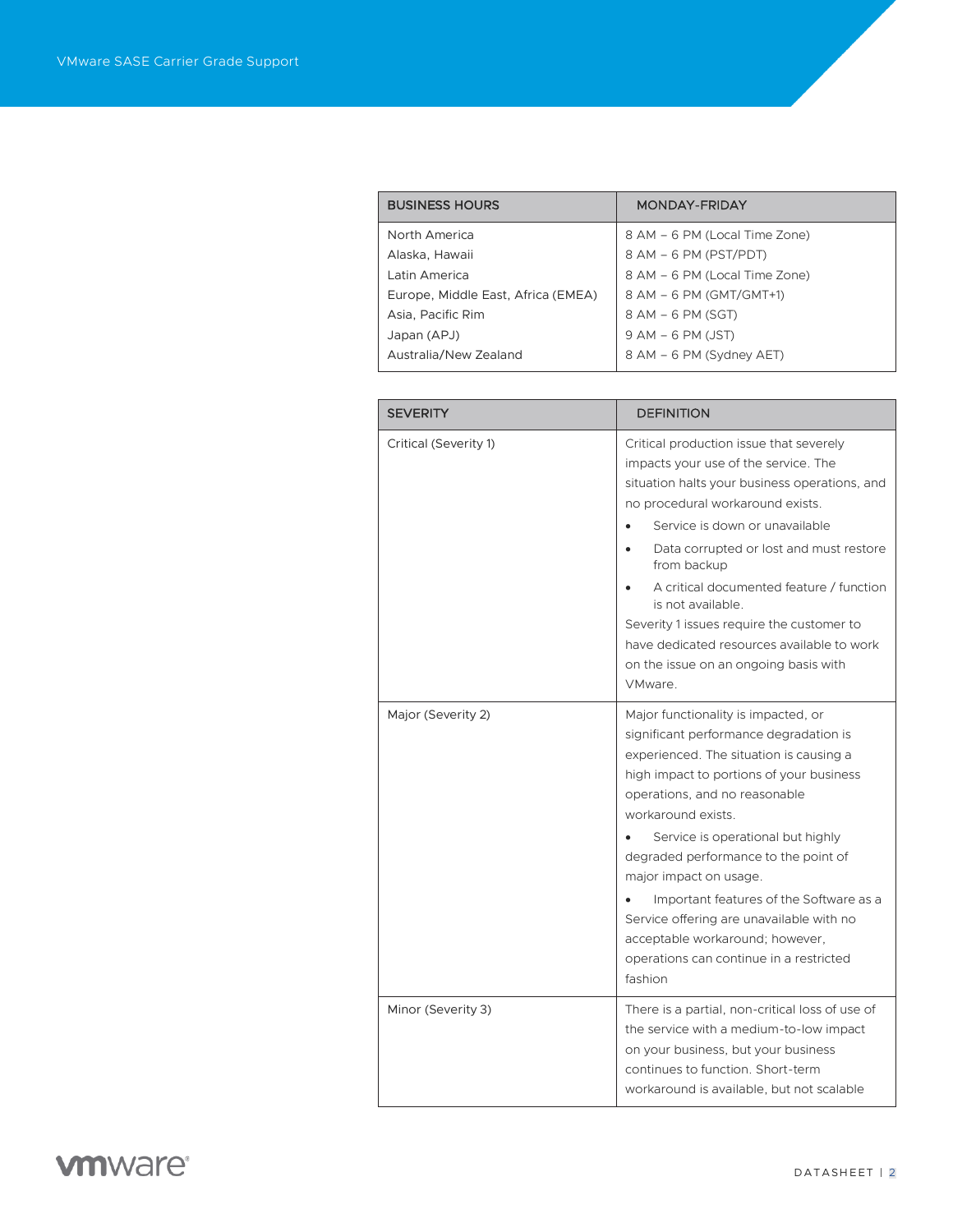| BUSINESS HOURS | MONDAY-FRIDAY |
| --- | --- |
| North America | 8 AM – 6 PM (Local Time Zone) |
| Alaska, Hawaii | 8 AM – 6 PM (PST/PDT) |
| Latin America | 8 AM – 6 PM (Local Time Zone) |
| Europe, Middle East, Africa (EMEA) | 8 AM – 6 PM (GMT/GMT+1) |
| Asia, Pacific Rim | 8 AM – 6 PM (SGT) |
| Japan (APJ) | 9 AM – 6 PM (JST) |
| Australia/New Zealand | 8 AM – 6 PM (Sydney AET) |

| SEVERITY | DEFINITION |
| --- | --- |
| Critical (Severity 1) | Critical production issue that severely impacts your use of the service. The situation halts your business operations, and no procedural workaround exists.<br>• Service is down or unavailable<br>• Data corrupted or lost and must restore from backup<br>• A critical documented feature / function is not available.<br>Severity 1 issues require the customer to have dedicated resources available to work on the issue on an ongoing basis with VMware. |
| Major (Severity 2) | Major functionality is impacted, or significant performance degradation is experienced. The situation is causing a high impact to portions of your business operations, and no reasonable workaround exists.<br>• Service is operational but highly degraded performance to the point of major impact on usage.<br>• Important features of the Software as a Service offering are unavailable with no acceptable workaround; however, operations can continue in a restricted fashion |
| Minor (Severity 3) | There is a partial, non-critical loss of use of the service with a medium-to-low impact on your business, but your business continues to function. Short-term workaround is available, but not scalable |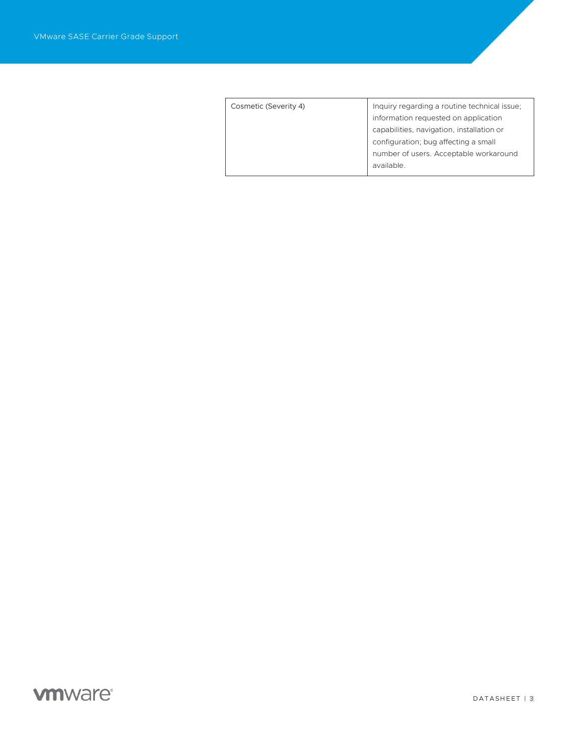| | |
|---|---|
| Cosmetic (Severity 4) | Inquiry regarding a routine technical issue; information requested on application capabilities, navigation, installation or configuration; bug affecting a small number of users. Acceptable workaround available. |